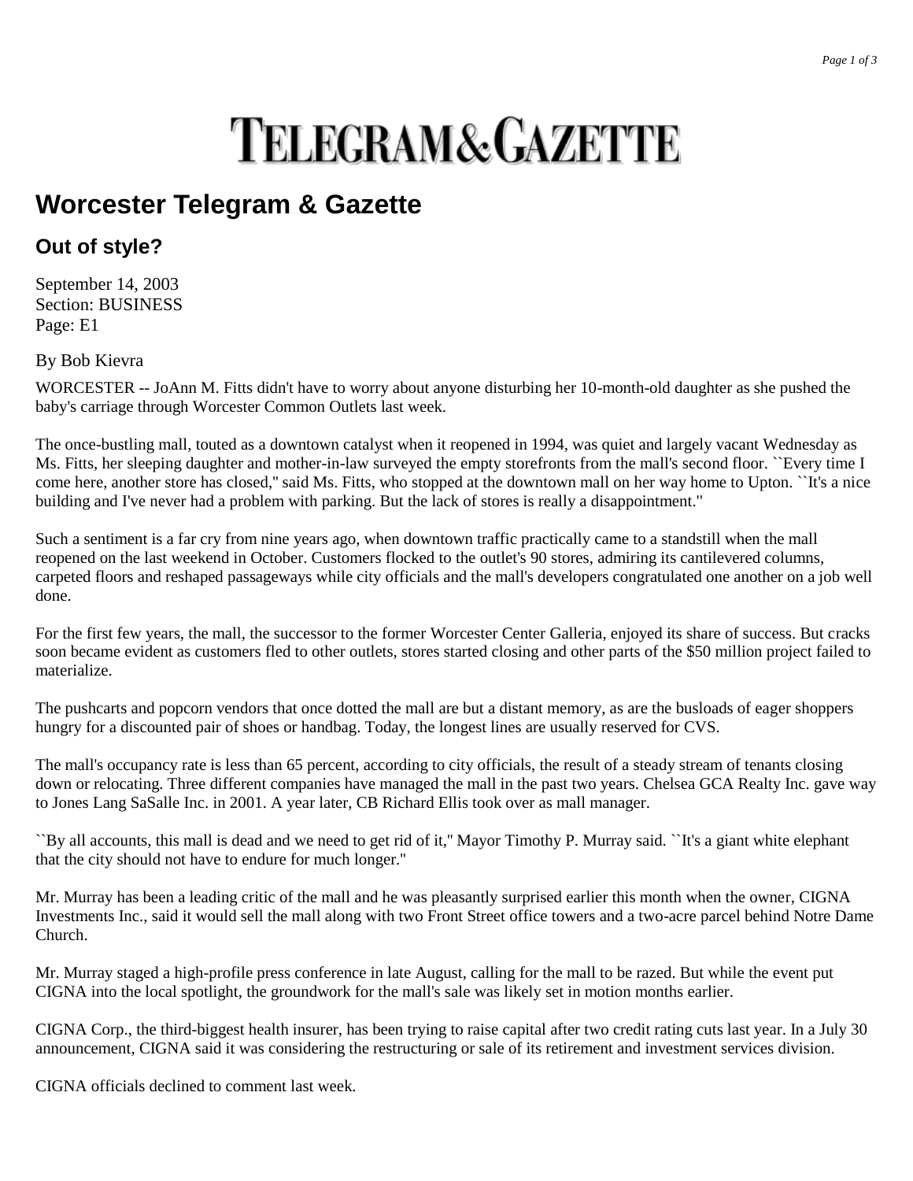# TELEGRAM&GAZETTE

## Worcester Telegram & Gazette

### Out of style?

September 14, 2003
Section: BUSINESS
Page: E1

By Bob Kievra

WORCESTER -- JoAnn M. Fitts didn't have to worry about anyone disturbing her 10-month-old daughter as she pushed the baby's carriage through Worcester Common Outlets last week.

The once-bustling mall, touted as a downtown catalyst when it reopened in 1994, was quiet and largely vacant Wednesday as Ms. Fitts, her sleeping daughter and mother-in-law surveyed the empty storefronts from the mall's second floor. ``Every time I come here, another store has closed,'' said Ms. Fitts, who stopped at the downtown mall on her way home to Upton. ``It's a nice building and I've never had a problem with parking. But the lack of stores is really a disappointment.''

Such a sentiment is a far cry from nine years ago, when downtown traffic practically came to a standstill when the mall reopened on the last weekend in October. Customers flocked to the outlet's 90 stores, admiring its cantilevered columns, carpeted floors and reshaped passageways while city officials and the mall's developers congratulated one another on a job well done.

For the first few years, the mall, the successor to the former Worcester Center Galleria, enjoyed its share of success. But cracks soon became evident as customers fled to other outlets, stores started closing and other parts of the $50 million project failed to materialize.

The pushcarts and popcorn vendors that once dotted the mall are but a distant memory, as are the busloads of eager shoppers hungry for a discounted pair of shoes or handbag. Today, the longest lines are usually reserved for CVS.

The mall's occupancy rate is less than 65 percent, according to city officials, the result of a steady stream of tenants closing down or relocating. Three different companies have managed the mall in the past two years. Chelsea GCA Realty Inc. gave way to Jones Lang SaSalle Inc. in 2001. A year later, CB Richard Ellis took over as mall manager.

``By all accounts, this mall is dead and we need to get rid of it,'' Mayor Timothy P. Murray said. ``It's a giant white elephant that the city should not have to endure for much longer.''

Mr. Murray has been a leading critic of the mall and he was pleasantly surprised earlier this month when the owner, CIGNA Investments Inc., said it would sell the mall along with two Front Street office towers and a two-acre parcel behind Notre Dame Church.

Mr. Murray staged a high-profile press conference in late August, calling for the mall to be razed. But while the event put CIGNA into the local spotlight, the groundwork for the mall's sale was likely set in motion months earlier.

CIGNA Corp., the third-biggest health insurer, has been trying to raise capital after two credit rating cuts last year. In a July 30 announcement, CIGNA said it was considering the restructuring or sale of its retirement and investment services division.

CIGNA officials declined to comment last week.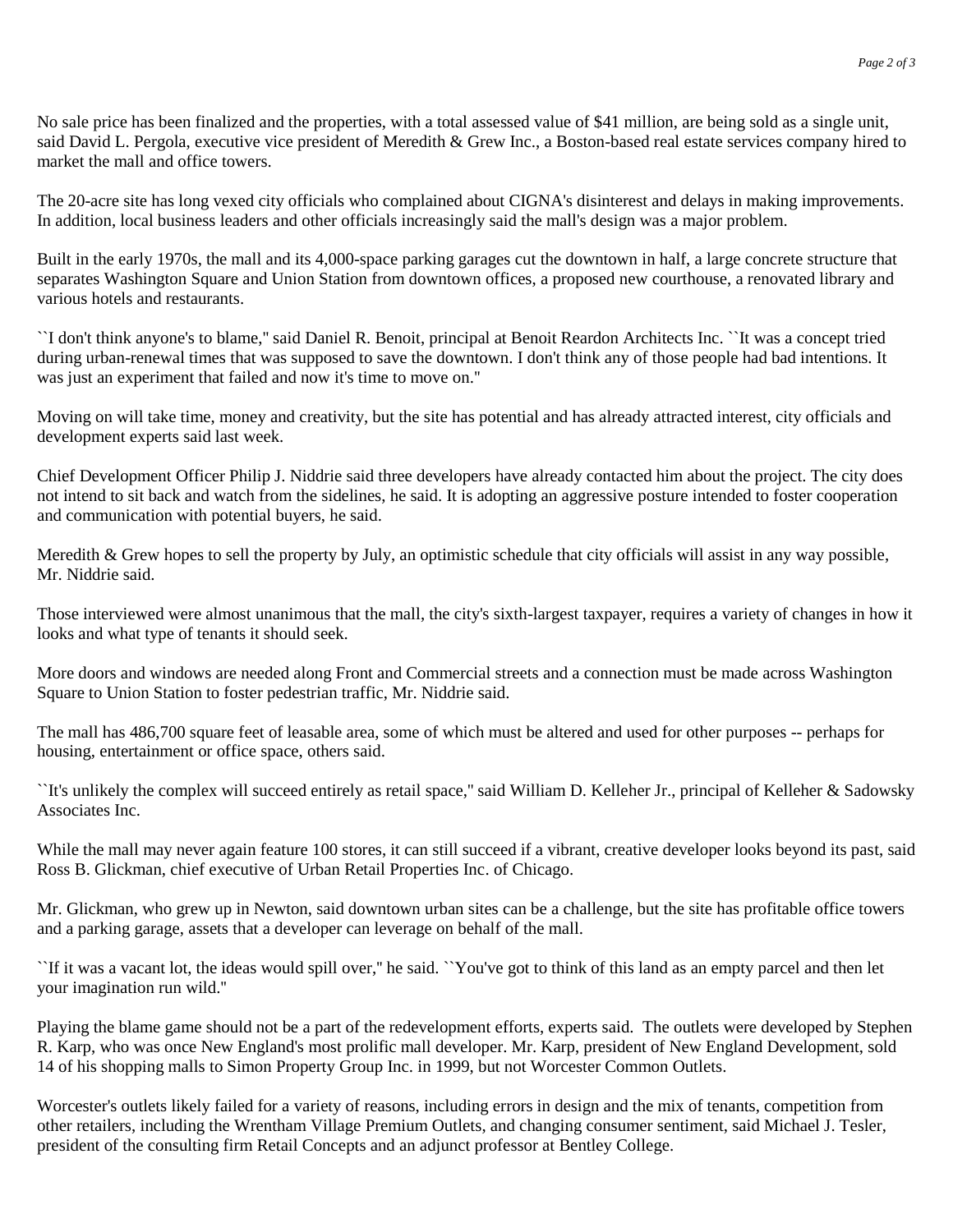No sale price has been finalized and the properties, with a total assessed value of $41 million, are being sold as a single unit, said David L. Pergola, executive vice president of Meredith & Grew Inc., a Boston-based real estate services company hired to market the mall and office towers.

The 20-acre site has long vexed city officials who complained about CIGNA's disinterest and delays in making improvements. In addition, local business leaders and other officials increasingly said the mall's design was a major problem.

Built in the early 1970s, the mall and its 4,000-space parking garages cut the downtown in half, a large concrete structure that separates Washington Square and Union Station from downtown offices, a proposed new courthouse, a renovated library and various hotels and restaurants.

``I don't think anyone's to blame,'' said Daniel R. Benoit, principal at Benoit Reardon Architects Inc. ``It was a concept tried during urban-renewal times that was supposed to save the downtown. I don't think any of those people had bad intentions. It was just an experiment that failed and now it's time to move on.''

Moving on will take time, money and creativity, but the site has potential and has already attracted interest, city officials and development experts said last week.

Chief Development Officer Philip J. Niddrie said three developers have already contacted him about the project. The city does not intend to sit back and watch from the sidelines, he said. It is adopting an aggressive posture intended to foster cooperation and communication with potential buyers, he said.

Meredith & Grew hopes to sell the property by July, an optimistic schedule that city officials will assist in any way possible, Mr. Niddrie said.

Those interviewed were almost unanimous that the mall, the city's sixth-largest taxpayer, requires a variety of changes in how it looks and what type of tenants it should seek.

More doors and windows are needed along Front and Commercial streets and a connection must be made across Washington Square to Union Station to foster pedestrian traffic, Mr. Niddrie said.

The mall has 486,700 square feet of leasable area, some of which must be altered and used for other purposes -- perhaps for housing, entertainment or office space, others said.

``It's unlikely the complex will succeed entirely as retail space,'' said William D. Kelleher Jr., principal of Kelleher & Sadowsky Associates Inc.

While the mall may never again feature 100 stores, it can still succeed if a vibrant, creative developer looks beyond its past, said Ross B. Glickman, chief executive of Urban Retail Properties Inc. of Chicago.

Mr. Glickman, who grew up in Newton, said downtown urban sites can be a challenge, but the site has profitable office towers and a parking garage, assets that a developer can leverage on behalf of the mall.

``If it was a vacant lot, the ideas would spill over,'' he said. ``You've got to think of this land as an empty parcel and then let your imagination run wild.''

Playing the blame game should not be a part of the redevelopment efforts, experts said. The outlets were developed by Stephen R. Karp, who was once New England's most prolific mall developer. Mr. Karp, president of New England Development, sold 14 of his shopping malls to Simon Property Group Inc. in 1999, but not Worcester Common Outlets.

Worcester's outlets likely failed for a variety of reasons, including errors in design and the mix of tenants, competition from other retailers, including the Wrentham Village Premium Outlets, and changing consumer sentiment, said Michael J. Tesler, president of the consulting firm Retail Concepts and an adjunct professor at Bentley College.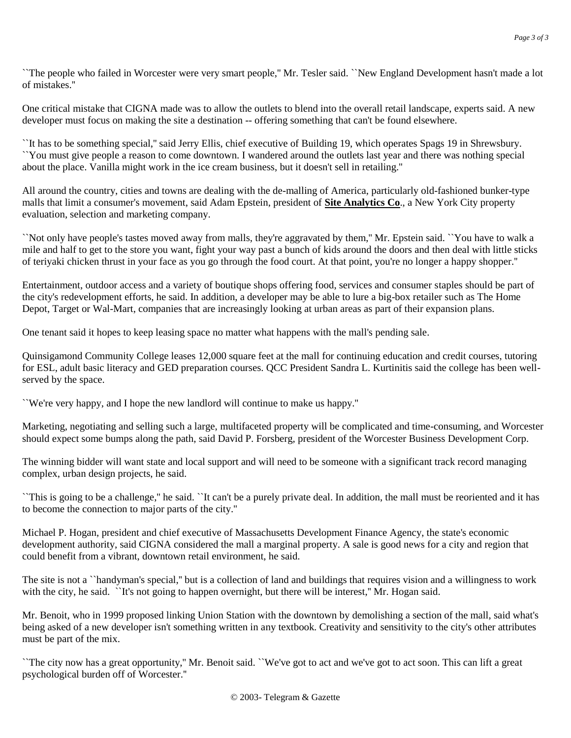``The people who failed in Worcester were very smart people,'' Mr. Tesler said. ``New England Development hasn't made a lot of mistakes.''

One critical mistake that CIGNA made was to allow the outlets to blend into the overall retail landscape, experts said. A new developer must focus on making the site a destination -- offering something that can't be found elsewhere.

``It has to be something special,'' said Jerry Ellis, chief executive of Building 19, which operates Spags 19 in Shrewsbury. ``You must give people a reason to come downtown. I wandered around the outlets last year and there was nothing special about the place. Vanilla might work in the ice cream business, but it doesn't sell in retailing.''

All around the country, cities and towns are dealing with the de-malling of America, particularly old-fashioned bunker-type malls that limit a consumer's movement, said Adam Epstein, president of **Site Analytics Co**., a New York City property evaluation, selection and marketing company.

``Not only have people's tastes moved away from malls, they're aggravated by them,'' Mr. Epstein said. ``You have to walk a mile and half to get to the store you want, fight your way past a bunch of kids around the doors and then deal with little sticks of teriyaki chicken thrust in your face as you go through the food court. At that point, you're no longer a happy shopper.''

Entertainment, outdoor access and a variety of boutique shops offering food, services and consumer staples should be part of the city's redevelopment efforts, he said. In addition, a developer may be able to lure a big-box retailer such as The Home Depot, Target or Wal-Mart, companies that are increasingly looking at urban areas as part of their expansion plans.

One tenant said it hopes to keep leasing space no matter what happens with the mall's pending sale.

Quinsigamond Community College leases 12,000 square feet at the mall for continuing education and credit courses, tutoring for ESL, adult basic literacy and GED preparation courses. QCC President Sandra L. Kurtinitis said the college has been well-served by the space.

``We're very happy, and I hope the new landlord will continue to make us happy.''

Marketing, negotiating and selling such a large, multifaceted property will be complicated and time-consuming, and Worcester should expect some bumps along the path, said David P. Forsberg, president of the Worcester Business Development Corp.

The winning bidder will want state and local support and will need to be someone with a significant track record managing complex, urban design projects, he said.

``This is going to be a challenge,'' he said. ``It can't be a purely private deal. In addition, the mall must be reoriented and it has to become the connection to major parts of the city.''

Michael P. Hogan, president and chief executive of Massachusetts Development Finance Agency, the state's economic development authority, said CIGNA considered the mall a marginal property. A sale is good news for a city and region that could benefit from a vibrant, downtown retail environment, he said.

The site is not a ``handyman's special,'' but is a collection of land and buildings that requires vision and a willingness to work with the city, he said. ``It's not going to happen overnight, but there will be interest,'' Mr. Hogan said.

Mr. Benoit, who in 1999 proposed linking Union Station with the downtown by demolishing a section of the mall, said what's being asked of a new developer isn't something written in any textbook. Creativity and sensitivity to the city's other attributes must be part of the mix.

``The city now has a great opportunity,'' Mr. Benoit said. ``We've got to act and we've got to act soon. This can lift a great psychological burden off of Worcester.''

© 2003- Telegram & Gazette